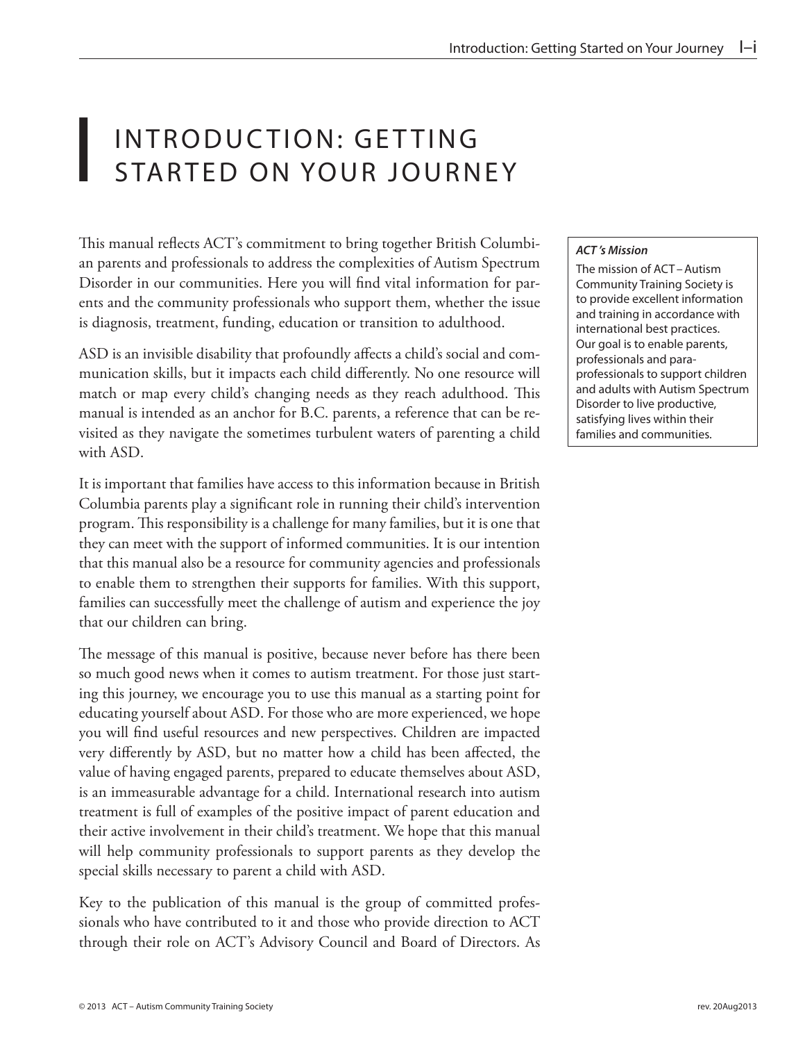# I INTRODUCTION: GETTING STARTED ON YOUR JOURNEY

This manual reflects ACT's commitment to bring together British Columbian parents and professionals to address the complexities of Autism Spectrum Disorder in our communities. Here you will find vital information for parents and the community professionals who support them, whether the issue is diagnosis, treatment, funding, education or transition to adulthood.

> ***ACT 's Mission***
>
> The mission of ACT – Autism Community Training Society is to provide excellent information and training in accordance with international best practices. Our goal is to enable parents, professionals and para-professionals to support children and adults with Autism Spectrum Disorder to live productive, satisfying lives within their families and communities.

ASD is an invisible disability that profoundly affects a child's social and communication skills, but it impacts each child differently. No one resource will match or map every child's changing needs as they reach adulthood. This manual is intended as an anchor for B.C. parents, a reference that can be revisited as they navigate the sometimes turbulent waters of parenting a child with ASD.

It is important that families have access to this information because in British Columbia parents play a significant role in running their child's intervention program. This responsibility is a challenge for many families, but it is one that they can meet with the support of informed communities. It is our intention that this manual also be a resource for community agencies and professionals to enable them to strengthen their supports for families. With this support, families can successfully meet the challenge of autism and experience the joy that our children can bring.

The message of this manual is positive, because never before has there been so much good news when it comes to autism treatment. For those just starting this journey, we encourage you to use this manual as a starting point for educating yourself about ASD. For those who are more experienced, we hope you will find useful resources and new perspectives. Children are impacted very differently by ASD, but no matter how a child has been affected, the value of having engaged parents, prepared to educate themselves about ASD, is an immeasurable advantage for a child. International research into autism treatment is full of examples of the positive impact of parent education and their active involvement in their child's treatment. We hope that this manual will help community professionals to support parents as they develop the special skills necessary to parent a child with ASD.

Key to the publication of this manual is the group of committed professionals who have contributed to it and those who provide direction to ACT through their role on ACT's Advisory Council and Board of Directors. As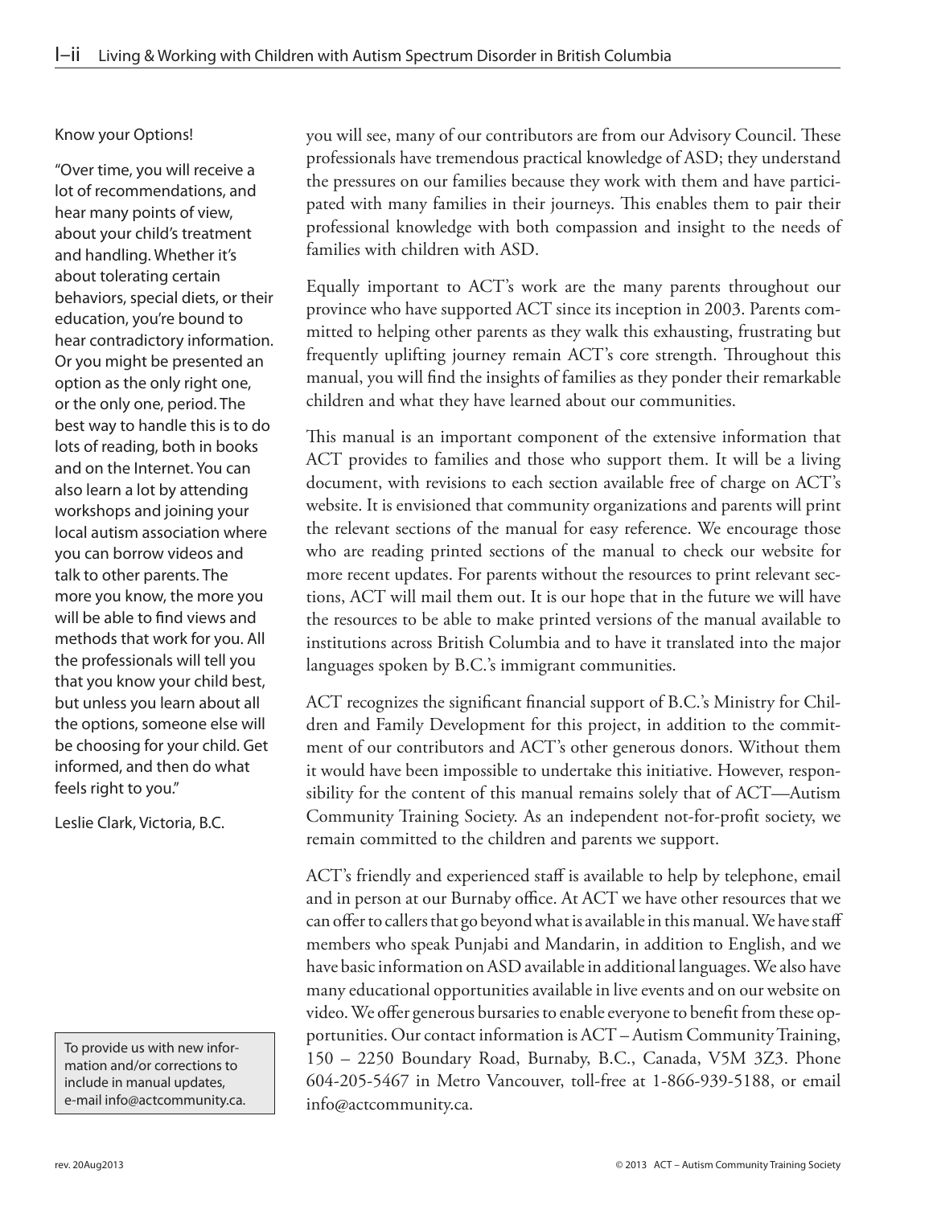you will see, many of our contributors are from our Advisory Council. These professionals have tremendous practical knowledge of ASD; they understand the pressures on our families because they work with them and have participated with many families in their journeys. This enables them to pair their professional knowledge with both compassion and insight to the needs of families with children with ASD.

Equally important to ACT's work are the many parents throughout our province who have supported ACT since its inception in 2003. Parents committed to helping other parents as they walk this exhausting, frustrating but frequently uplifting journey remain ACT's core strength. Throughout this manual, you will find the insights of families as they ponder their remarkable children and what they have learned about our communities.

This manual is an important component of the extensive information that ACT provides to families and those who support them. It will be a living document, with revisions to each section available free of charge on ACT's website. It is envisioned that community organizations and parents will print the relevant sections of the manual for easy reference. We encourage those who are reading printed sections of the manual to check our website for more recent updates. For parents without the resources to print relevant sections, ACT will mail them out. It is our hope that in the future we will have the resources to be able to make printed versions of the manual available to institutions across British Columbia and to have it translated into the major languages spoken by B.C.'s immigrant communities.

ACT recognizes the significant financial support of B.C.'s Ministry for Children and Family Development for this project, in addition to the commitment of our contributors and ACT's other generous donors. Without them it would have been impossible to undertake this initiative. However, responsibility for the content of this manual remains solely that of ACT—Autism Community Training Society. As an independent not-for-profit society, we remain committed to the children and parents we support.

ACT's friendly and experienced staff is available to help by telephone, email and in person at our Burnaby office. At ACT we have other resources that we can offer to callers that go beyond what is available in this manual. We have staff members who speak Punjabi and Mandarin, in addition to English, and we have basic information on ASD available in additional languages. We also have many educational opportunities available in live events and on our website on video. We offer generous bursaries to enable everyone to benefit from these opportunities. Our contact information is ACT – Autism Community Training, 150 – 2250 Boundary Road, Burnaby, B.C., Canada, V5M 3Z3. Phone 604-205-5467 in Metro Vancouver, toll-free at 1-866-939-5188, or email info@actcommunity.ca.

Know your Options!

"Over time, you will receive a lot of recommendations, and hear many points of view, about your child's treatment and handling. Whether it's about tolerating certain behaviors, special diets, or their education, you're bound to hear contradictory information. Or you might be presented an option as the only right one, or the only one, period. The best way to handle this is to do lots of reading, both in books and on the Internet. You can also learn a lot by attending workshops and joining your local autism association where you can borrow videos and talk to other parents. The more you know, the more you will be able to find views and methods that work for you. All the professionals will tell you that you know your child best, but unless you learn about all the options, someone else will be choosing for your child. Get informed, and then do what feels right to you."

Leslie Clark, Victoria, B.C.

To provide us with new information and/or corrections to include in manual updates, e-mail info@actcommunity.ca.